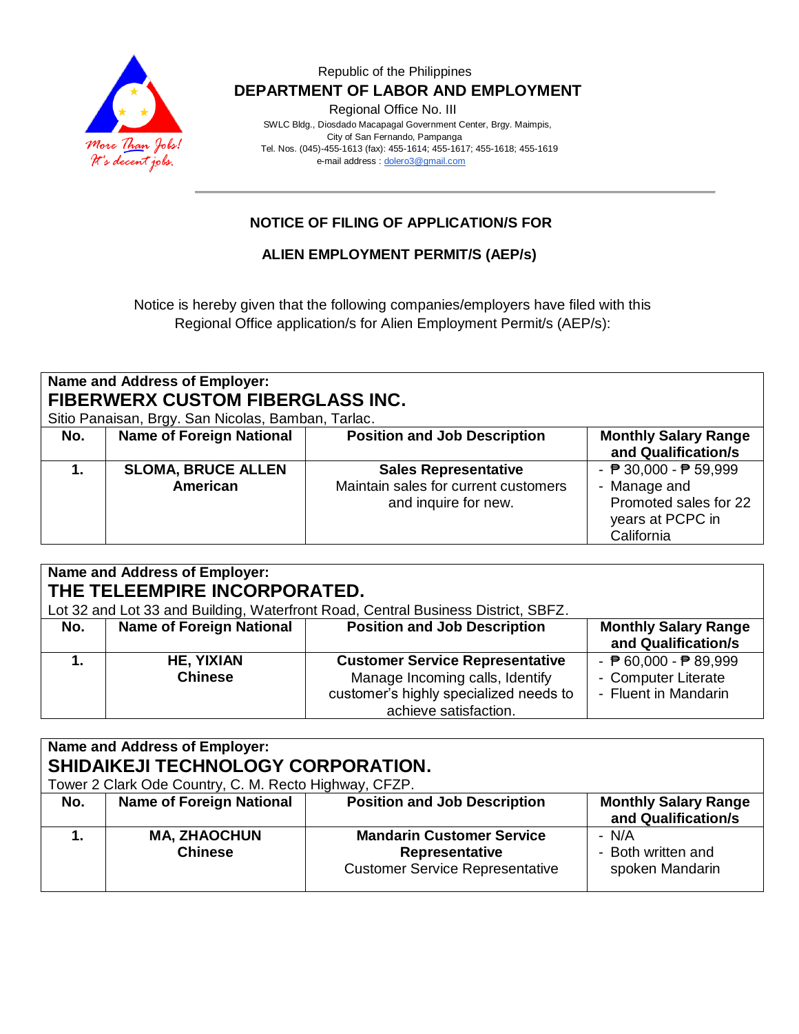Republic of the Philippines

**DEPARTMENT OF LABOR AND EMPLOYMENT**

Regional Office No. III

SWLC Bldg., Diosdado Macapagal Government Center, Brgy. Maimpis,
City of San Fernando, Pampanga
Tel. Nos. (045)-455-1613 (fax): 455-1614; 455-1617; 455-1618; 455-1619
e-mail address : dolero3@gmail.com

## NOTICE OF FILING OF APPLICATION/S FOR ALIEN EMPLOYMENT PERMIT/S (AEP/s)

Notice is hereby given that the following companies/employers have filed with this Regional Office application/s for Alien Employment Permit/s (AEP/s):

**Name and Address of Employer:**
**FIBERWERX CUSTOM FIBERGLASS INC.**
Sitio Panaisan, Brgy. San Nicolas, Bamban, Tarlac.

| No. | Name of Foreign National | Position and Job Description | Monthly Salary Range and Qualification/s |
|---|---|---|---|
| **1.** | **SLOMA, BRUCE ALLEN**<br>**American** | **Sales Representative**<br>Maintain sales for current customers and inquire for new. | - ₱ 30,000 - ₱ 59,999<br>- Manage and Promoted sales for 22 years at PCPC in California |

**Name and Address of Employer:**
**THE TELEEMPIRE INCORPORATED.**
Lot 32 and Lot 33 and Building, Waterfront Road, Central Business District, SBFZ.

| No. | Name of Foreign National | Position and Job Description | Monthly Salary Range and Qualification/s |
|---|---|---|---|
| **1.** | **HE, YIXIAN**<br>**Chinese** | **Customer Service Representative**<br>Manage Incoming calls, Identify customer's highly specialized needs to achieve satisfaction. | - ₱ 60,000 - ₱ 89,999<br>- Computer Literate<br>- Fluent in Mandarin |

**Name and Address of Employer:**
**SHIDAIKEJI TECHNOLOGY CORPORATION.**
Tower 2 Clark Ode Country, C. M. Recto Highway, CFZP.

| No. | Name of Foreign National | Position and Job Description | Monthly Salary Range and Qualification/s |
|---|---|---|---|
| **1.** | **MA, ZHAOCHUN**<br>**Chinese** | **Mandarin Customer Service Representative**<br>Customer Service Representative | - N/A<br>- Both written and spoken Mandarin |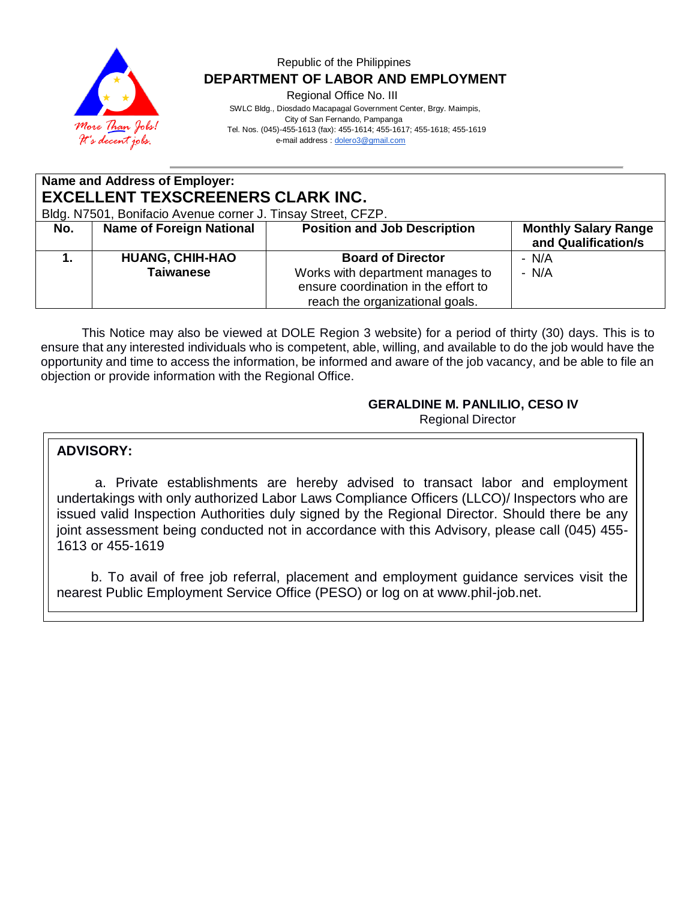Republic of the Philippines

**DEPARTMENT OF LABOR AND EMPLOYMENT**

Regional Office No. III

SWLC Bldg., Diosdado Macapagal Government Center, Brgy. Maimpis,
City of San Fernando, Pampanga
Tel. Nos. (045)-455-1613 (fax): 455-1614; 455-1617; 455-1618; 455-1619
e-mail address : dolero3@gmail.com

**Name and Address of Employer:**

**EXCELLENT TEXSCREENERS CLARK INC.**

Bldg. N7501, Bonifacio Avenue corner J. Tinsay Street, CFZP.

| No. | Name of Foreign National | Position and Job Description | Monthly Salary Range and Qualification/s |
|---|---|---|---|
| **1.** | **HUANG, CHIH-HAO** **Taiwanese** | **Board of Director** Works with department manages to ensure coordination in the effort to reach the organizational goals. | - N/A - N/A |

This Notice may also be viewed at DOLE Region 3 website) for a period of thirty (30) days. This is to ensure that any interested individuals who is competent, able, willing, and available to do the job would have the opportunity and time to access the information, be informed and aware of the job vacancy, and be able to file an objection or provide information with the Regional Office.

**GERALDINE M. PANLILIO, CESO IV**
Regional Director

**ADVISORY:**

a. Private establishments are hereby advised to transact labor and employment undertakings with only authorized Labor Laws Compliance Officers (LLCO)/ Inspectors who are issued valid Inspection Authorities duly signed by the Regional Director. Should there be any joint assessment being conducted not in accordance with this Advisory, please call (045) 455-1613 or 455-1619

b. To avail of free job referral, placement and employment guidance services visit the nearest Public Employment Service Office (PESO) or log on at www.phil-job.net.